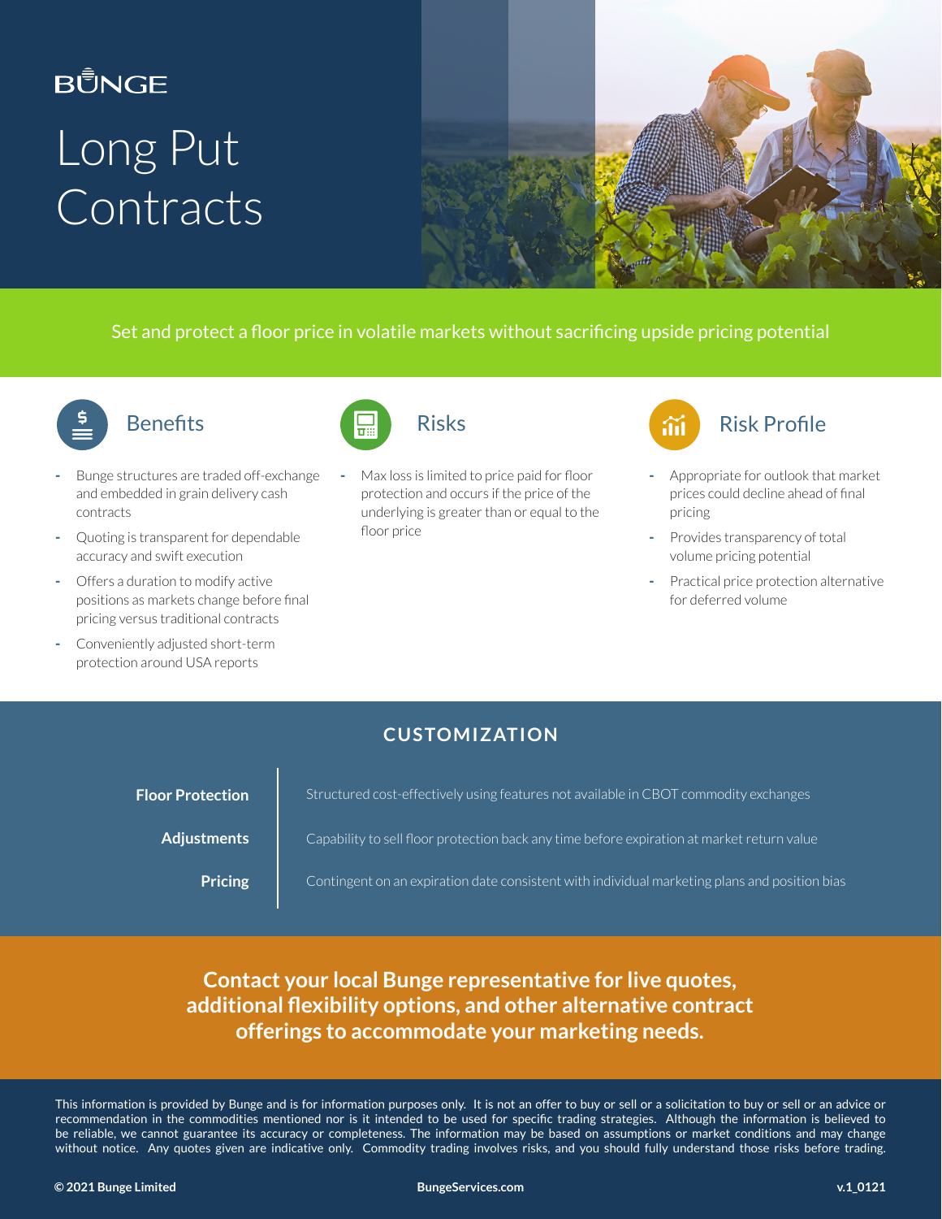BUNGE

# Long Put Contracts

Set and protect a floor price in volatile markets without sacrificing upside pricing potential

## Benefits

- Bunge structures are traded off-exchange and embedded in grain delivery cash contracts
- Quoting is transparent for dependable accuracy and swift execution
- Offers a duration to modify active positions as markets change before final pricing versus traditional contracts
- Conveniently adjusted short-term protection around USA reports

## Risks

- Max loss is limited to price paid for floor protection and occurs if the price of the underlying is greater than or equal to the floor price

## Risk Profile

- Appropriate for outlook that market prices could decline ahead of final pricing
- Provides transparency of total volume pricing potential
- Practical price protection alternative for deferred volume

## CUSTOMIZATION

| | |
|---|---|
| **Floor Protection** | Structured cost-effectively using features not available in CBOT commodity exchanges |
| **Adjustments** | Capability to sell floor protection back any time before expiration at market return value |
| **Pricing** | Contingent on an expiration date consistent with individual marketing plans and position bias |

**Contact your local Bunge representative for live quotes, additional flexibility options, and other alternative contract offerings to accommodate your marketing needs.**

This information is provided by Bunge and is for information purposes only. It is not an offer to buy or sell or a solicitation to buy or sell or an advice or recommendation in the commodities mentioned nor is it intended to be used for specific trading strategies. Although the information is believed to be reliable, we cannot guarantee its accuracy or completeness. The information may be based on assumptions or market conditions and may change without notice. Any quotes given are indicative only. Commodity trading involves risks, and you should fully understand those risks before trading.

**© 2021 Bunge Limited** **BungeServices.com** **v.1_0121**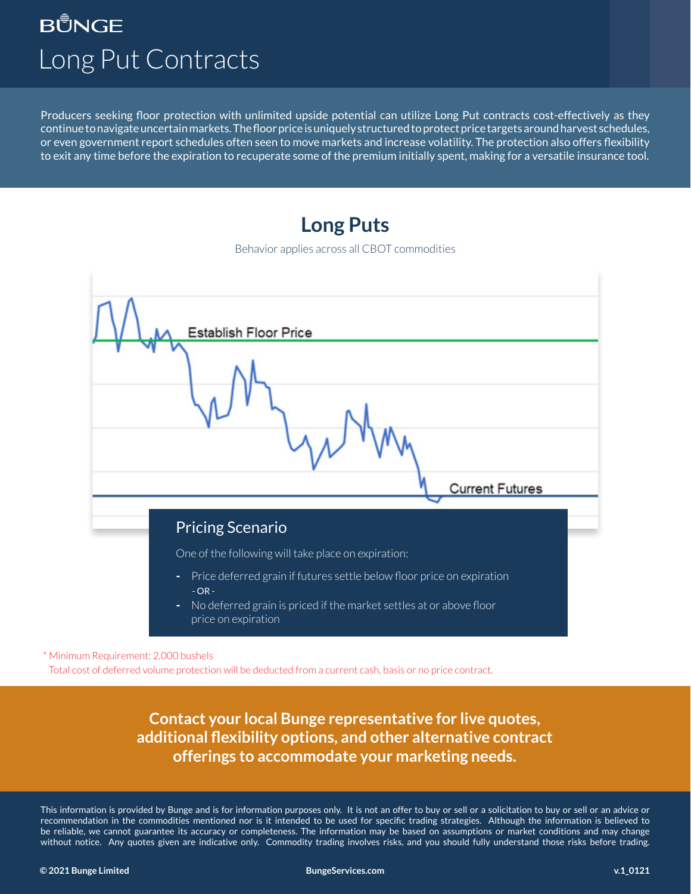BUNGE

# Long Put Contracts

Producers seeking floor protection with unlimited upside potential can utilize Long Put contracts cost-effectively as they continue to navigate uncertain markets. The floor price is uniquely structured to protect price targets around harvest schedules, or even government report schedules often seen to move markets and increase volatility. The protection also offers flexibility to exit any time before the expiration to recuperate some of the premium initially spent, making for a versatile insurance tool.

## Long Puts

Behavior applies across all CBOT commodities

Establish Floor Price

Current Futures

### Pricing Scenario

One of the following will take place on expiration:

- Price deferred grain if futures settle below floor price on expiration

  - OR -
- No deferred grain is priced if the market settles at or above floor price on expiration

* Minimum Requirement: 2,000 bushels
Total cost of deferred volume protection will be deducted from a current cash, basis or no price contract.

**Contact your local Bunge representative for live quotes, additional flexibility options, and other alternative contract offerings to accommodate your marketing needs.**

This information is provided by Bunge and is for information purposes only. It is not an offer to buy or sell or a solicitation to buy or sell or an advice or recommendation in the commodities mentioned nor is it intended to be used for specific trading strategies. Although the information is believed to be reliable, we cannot guarantee its accuracy or completeness. The information may be based on assumptions or market conditions and may change without notice. Any quotes given are indicative only. Commodity trading involves risks, and you should fully understand those risks before trading.

**© 2021 Bunge Limited** **BungeServices.com** **v.1_0121**